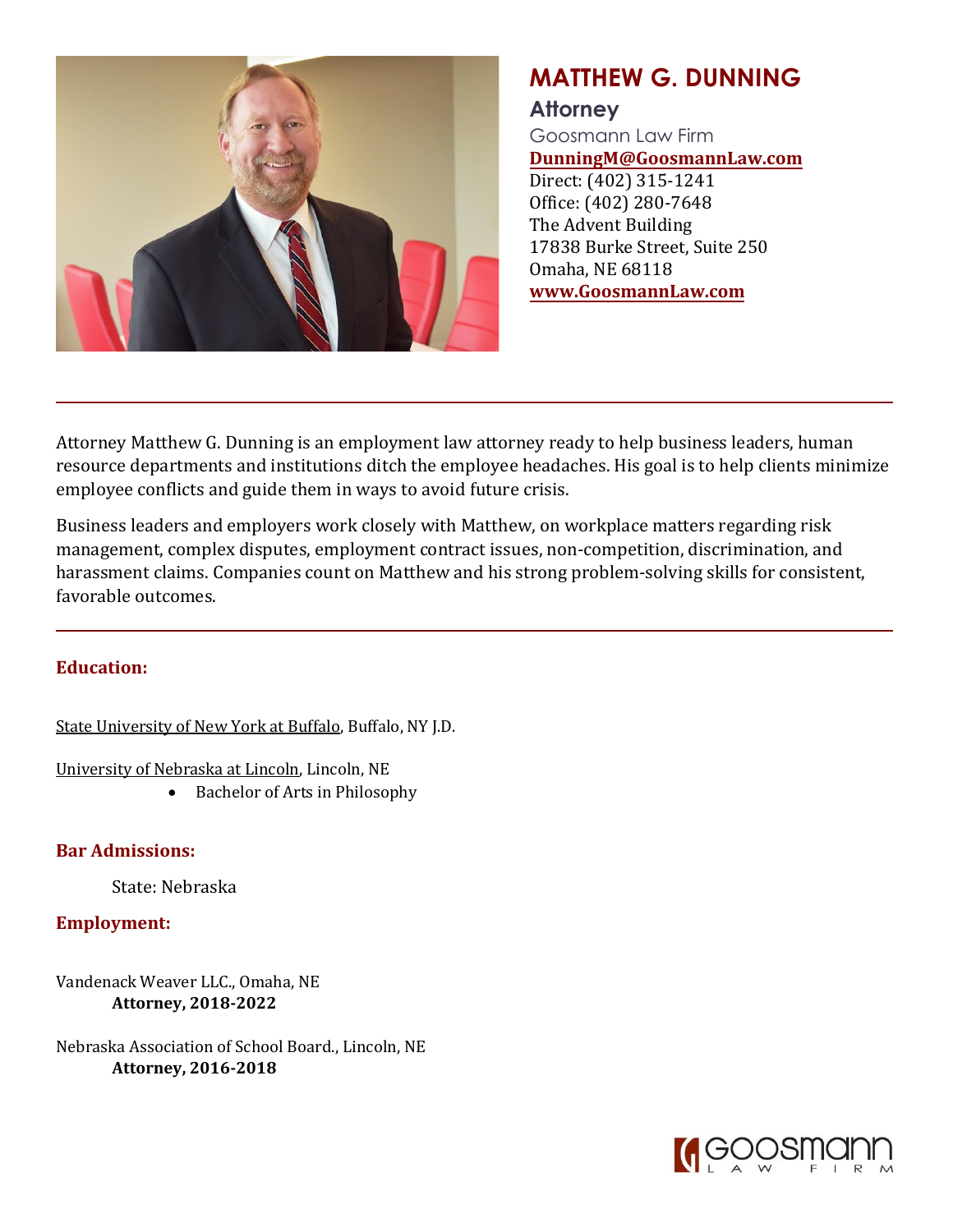# MATTHEW G. DUNNING

**Attorney**

Goosmann Law Firm

**DunningM@GoosmannLaw.com**

Direct: (402) 315-1241

Office: (402) 280-7648

The Advent Building

17838 Burke Street, Suite 250

Omaha, NE 68118

**www.GoosmannLaw.com**

---

Attorney Matthew G. Dunning is an employment law attorney ready to help business leaders, human resource departments and institutions ditch the employee headaches. His goal is to help clients minimize employee conflicts and guide them in ways to avoid future crisis.

Business leaders and employers work closely with Matthew, on workplace matters regarding risk management, complex disputes, employment contract issues, non-competition, discrimination, and harassment claims. Companies count on Matthew and his strong problem-solving skills for consistent, favorable outcomes.

---

## Education:

State University of New York at Buffalo, Buffalo, NY J.D.

University of Nebraska at Lincoln, Lincoln, NE

- Bachelor of Arts in Philosophy

## Bar Admissions:

State: Nebraska

## Employment:

Vandenack Weaver LLC., Omaha, NE
**Attorney, 2018-2022**

Nebraska Association of School Board., Lincoln, NE
**Attorney, 2016-2018**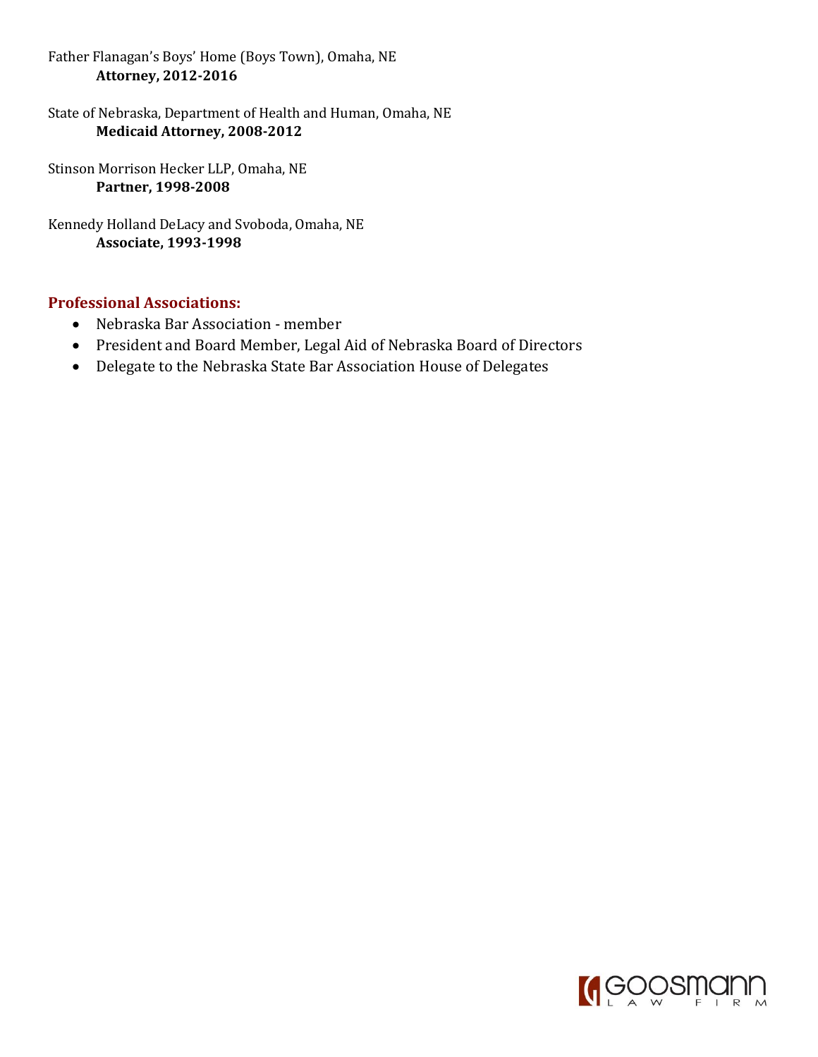Father Flanagan's Boys' Home (Boys Town), Omaha, NE
**Attorney, 2012-2016**

State of Nebraska, Department of Health and Human, Omaha, NE
**Medicaid Attorney, 2008-2012**

Stinson Morrison Hecker LLP, Omaha, NE
**Partner, 1998-2008**

Kennedy Holland DeLacy and Svoboda, Omaha, NE
**Associate, 1993-1998**

## Professional Associations:

- Nebraska Bar Association - member
- President and Board Member, Legal Aid of Nebraska Board of Directors
- Delegate to the Nebraska State Bar Association House of Delegates